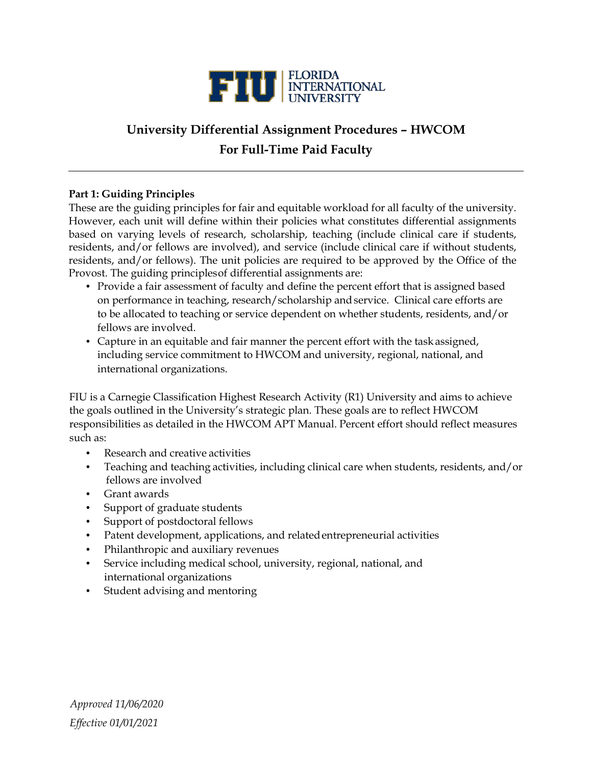# University Differential Assignment Procedures – HWCOM

## For Full-Time Paid Faculty

---

**Part 1: Guiding Principles**

These are the guiding principles for fair and equitable workload for all faculty of the university. However, each unit will define within their policies what constitutes differential assignments based on varying levels of research, scholarship, teaching (include clinical care if students, residents, and/or fellows are involved), and service (include clinical care if without students, residents, and/or fellows). The unit policies are required to be approved by the Office of the Provost. The guiding principles of differential assignments are:

- Provide a fair assessment of faculty and define the percent effort that is assigned based on performance in teaching, research/scholarship and service. Clinical care efforts are to be allocated to teaching or service dependent on whether students, residents, and/or fellows are involved.
- Capture in an equitable and fair manner the percent effort with the task assigned, including service commitment to HWCOM and university, regional, national, and international organizations.

FIU is a Carnegie Classification Highest Research Activity (R1) University and aims to achieve the goals outlined in the University's strategic plan. These goals are to reflect HWCOM responsibilities as detailed in the HWCOM APT Manual. Percent effort should reflect measures such as:

- Research and creative activities
- Teaching and teaching activities, including clinical care when students, residents, and/or fellows are involved
- Grant awards
- Support of graduate students
- Support of postdoctoral fellows
- Patent development, applications, and related entrepreneurial activities
- Philanthropic and auxiliary revenues
- Service including medical school, university, regional, national, and international organizations
- Student advising and mentoring

*Approved 11/06/2020*

*Effective 01/01/2021*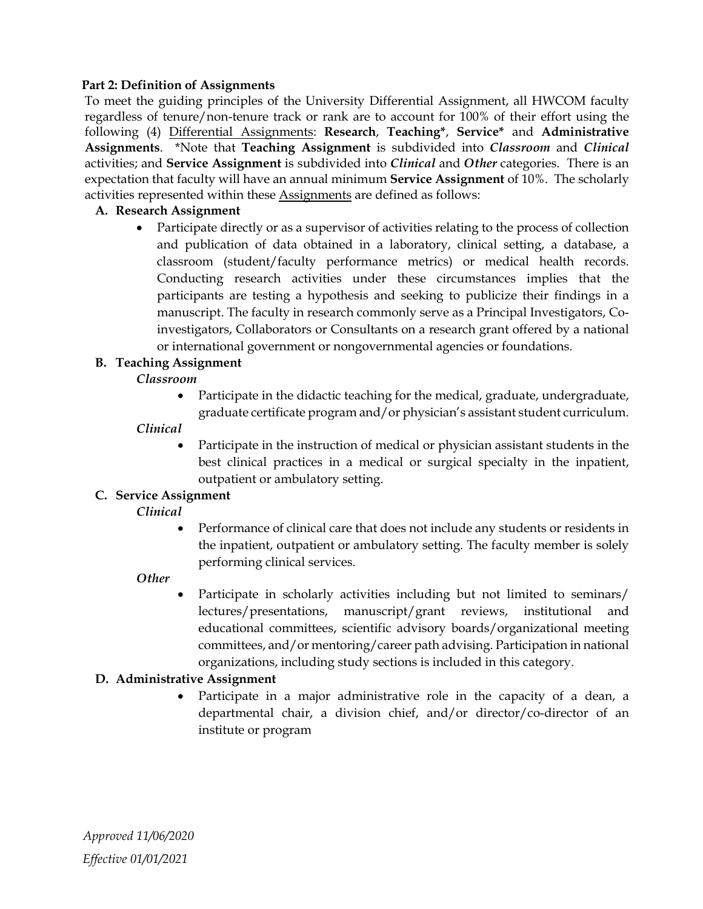**Part 2: Definition of Assignments**

To meet the guiding principles of the University Differential Assignment, all HWCOM faculty regardless of tenure/non-tenure track or rank are to account for 100% of their effort using the following (4) Differential Assignments: **Research**, **Teaching***, **Service*** and **Administrative Assignments**. *Note that **Teaching Assignment** is subdivided into ***Classroom*** and ***Clinical*** activities; and **Service Assignment** is subdivided into ***Clinical*** and ***Other*** categories. There is an expectation that faculty will have an annual minimum **Service Assignment** of 10%. The scholarly activities represented within these Assignments are defined as follows:

**A. Research Assignment**

- Participate directly or as a supervisor of activities relating to the process of collection and publication of data obtained in a laboratory, clinical setting, a database, a classroom (student/faculty performance metrics) or medical health records. Conducting research activities under these circumstances implies that the participants are testing a hypothesis and seeking to publicize their findings in a manuscript. The faculty in research commonly serve as a Principal Investigators, Co-investigators, Collaborators or Consultants on a research grant offered by a national or international government or nongovernmental agencies or foundations.

**B. Teaching Assignment**

*Classroom*

- Participate in the didactic teaching for the medical, graduate, undergraduate, graduate certificate program and/or physician's assistant student curriculum.

*Clinical*

- Participate in the instruction of medical or physician assistant students in the best clinical practices in a medical or surgical specialty in the inpatient, outpatient or ambulatory setting.

**C. Service Assignment**

*Clinical*

- Performance of clinical care that does not include any students or residents in the inpatient, outpatient or ambulatory setting. The faculty member is solely performing clinical services.

*Other*

- Participate in scholarly activities including but not limited to seminars/ lectures/presentations, manuscript/grant reviews, institutional and educational committees, scientific advisory boards/organizational meeting committees, and/or mentoring/career path advising. Participation in national organizations, including study sections is included in this category.

**D. Administrative Assignment**

- Participate in a major administrative role in the capacity of a dean, a departmental chair, a division chief, and/or director/co-director of an institute or program

*Approved 11/06/2020*

*Effective 01/01/2021*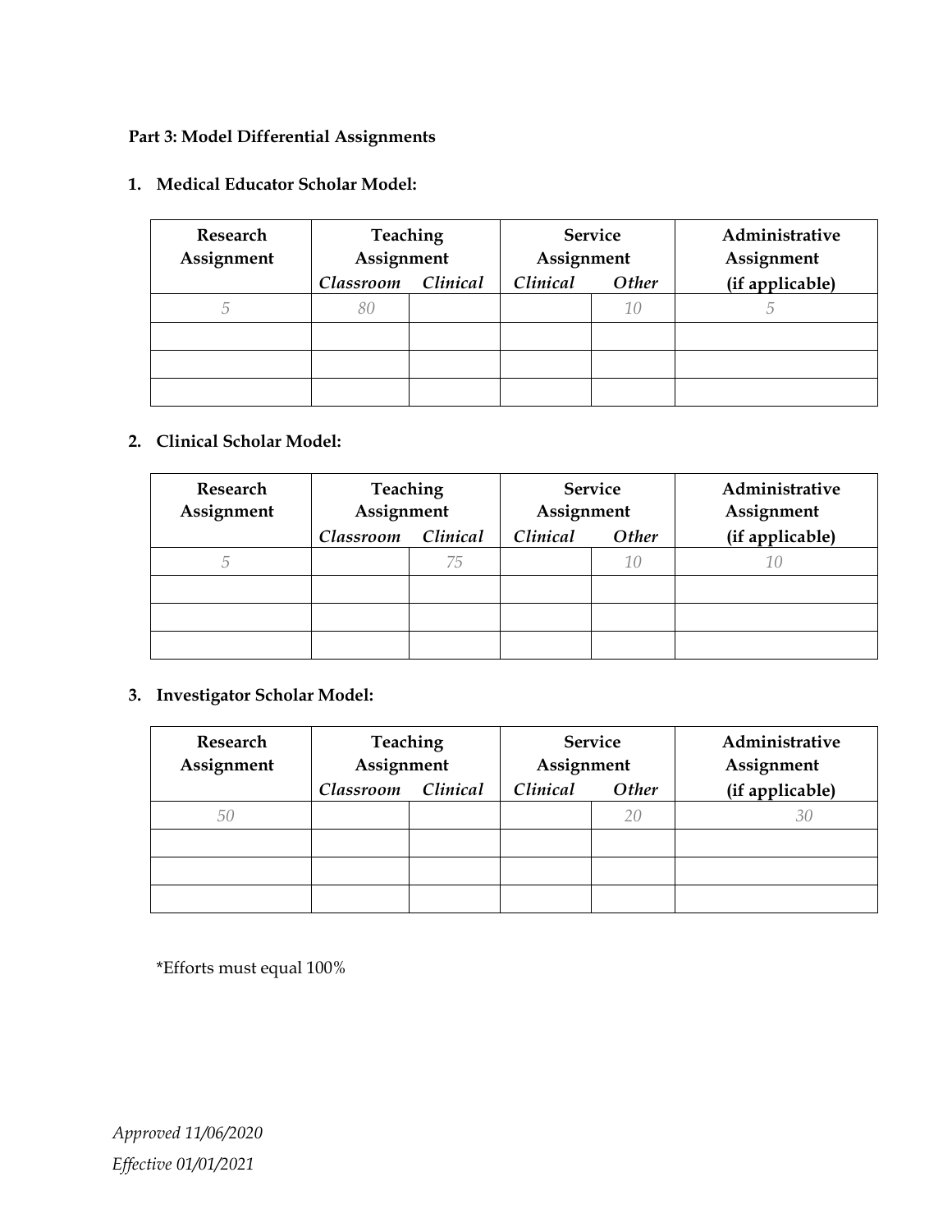**Part 3: Model Differential Assignments**

1. **Medical Educator Scholar Model:**

| Research Assignment | Teaching Assignment | | Service Assignment | | Administrative Assignment (if applicable) |
|---|---|---|---|---|---|
| | *Classroom* | *Clinical* | *Clinical* | *Other* | |
| 5 | 80 | | | 10 | 5 |
| | | | | | |
| | | | | | |
| | | | | | |

2. **Clinical Scholar Model:**

| Research Assignment | Teaching Assignment | | Service Assignment | | Administrative Assignment (if applicable) |
|---|---|---|---|---|---|
| | *Classroom* | *Clinical* | *Clinical* | *Other* | |
| 5 | | 75 | | 10 | 10 |
| | | | | | |
| | | | | | |
| | | | | | |

3. **Investigator Scholar Model:**

| Research Assignment | Teaching Assignment | | Service Assignment | | Administrative Assignment (if applicable) |
|---|---|---|---|---|---|
| | *Classroom* | *Clinical* | *Clinical* | *Other* | |
| 50 | | | | 20 | 30 |
| | | | | | |
| | | | | | |
| | | | | | |

*Efforts must equal 100%

*Approved 11/06/2020*

*Effective 01/01/2021*